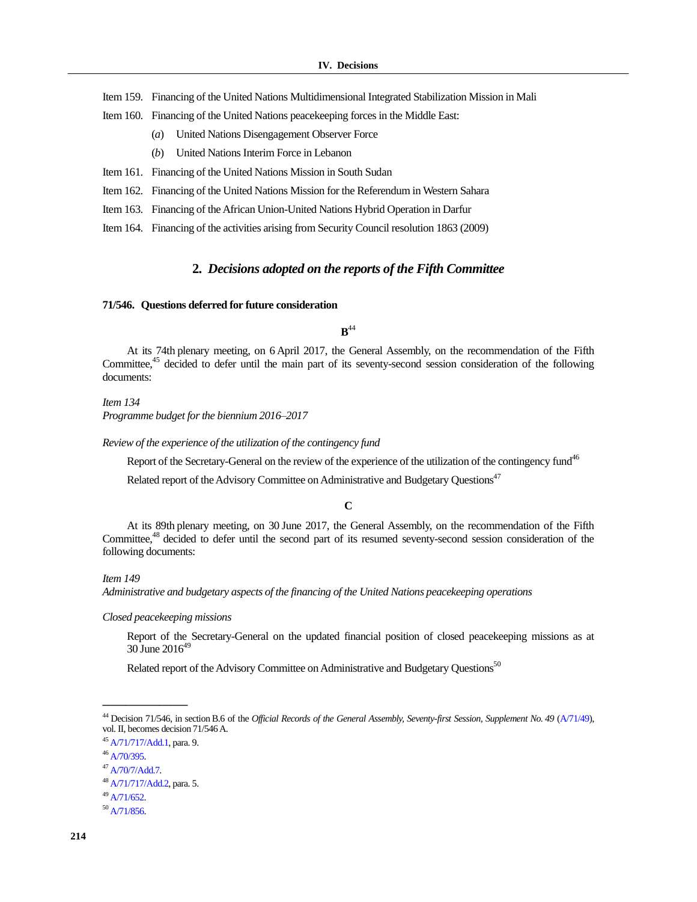Item 159. Financing of the United Nations Multidimensional Integrated Stabilization Mission in Mali

Item 160. Financing of the United Nations peacekeeping forces in the Middle East:

(*a*) United Nations Disengagement Observer Force

(*b*) United Nations Interim Force in Lebanon

Item 161. Financing of the United Nations Mission in South Sudan

Item 162. Financing of the United Nations Mission for the Referendum in Western Sahara

Item 163. Financing of the African Union-United Nations Hybrid Operation in Darfur

Item 164. Financing of the activities arising from Security Council resolution 1863 (2009)

## 2. *Decisions adopted on the reports of the Fifth Committee*

### 71/546. Questions deferred for future consideration

**B**[44]

At its 74th plenary meeting, on 6 April 2017, the General Assembly, on the recommendation of the Fifth Committee,[45] decided to defer until the main part of its seventy-second session consideration of the following documents:

*Item 134*
*Programme budget for the biennium 2016–2017*

*Review of the experience of the utilization of the contingency fund*

Report of the Secretary-General on the review of the experience of the utilization of the contingency fund[46]

Related report of the Advisory Committee on Administrative and Budgetary Questions[47]

**C**

At its 89th plenary meeting, on 30 June 2017, the General Assembly, on the recommendation of the Fifth Committee,[48] decided to defer until the second part of its resumed seventy-second session consideration of the following documents:

*Item 149*
*Administrative and budgetary aspects of the financing of the United Nations peacekeeping operations*

*Closed peacekeeping missions*

Report of the Secretary-General on the updated financial position of closed peacekeeping missions as at 30 June 2016[49]

Related report of the Advisory Committee on Administrative and Budgetary Questions[50]

---

[44] Decision 71/546, in section B.6 of the *Official Records of the General Assembly, Seventy-first Session, Supplement No. 49* (A/71/49), vol. II, becomes decision 71/546 A.

[45] A/71/717/Add.1, para. 9.

[46] A/70/395.

[47] A/70/7/Add.7.

[48] A/71/717/Add.2, para. 5.

[49] A/71/652.

[50] A/71/856.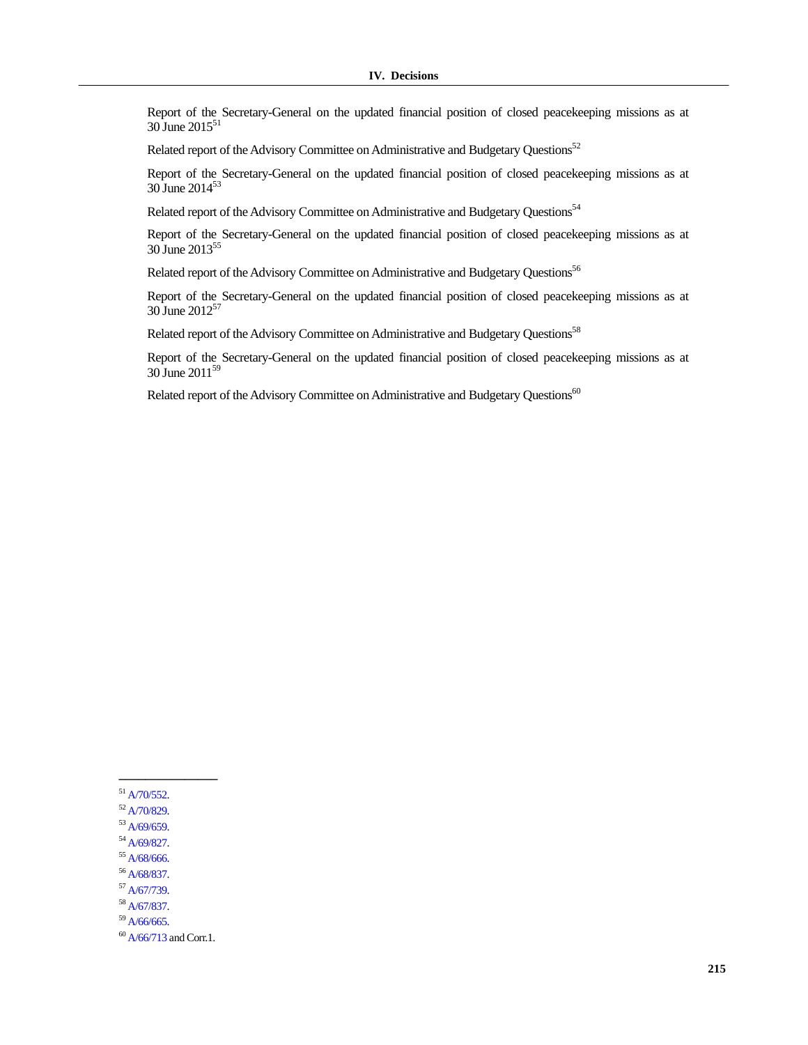Report of the Secretary-General on the updated financial position of closed peacekeeping missions as at 30 June 2015[51]

Related report of the Advisory Committee on Administrative and Budgetary Questions[52]

Report of the Secretary-General on the updated financial position of closed peacekeeping missions as at 30 June 2014[53]

Related report of the Advisory Committee on Administrative and Budgetary Questions[54]

Report of the Secretary-General on the updated financial position of closed peacekeeping missions as at 30 June 2013[55]

Related report of the Advisory Committee on Administrative and Budgetary Questions[56]

Report of the Secretary-General on the updated financial position of closed peacekeeping missions as at 30 June 2012[57]

Related report of the Advisory Committee on Administrative and Budgetary Questions[58]

Report of the Secretary-General on the updated financial position of closed peacekeeping missions as at 30 June 2011[59]

Related report of the Advisory Committee on Administrative and Budgetary Questions[60]

---

[51] A/70/552.

[52] A/70/829.

[53] A/69/659.

[54] A/69/827.

[55] A/68/666.

[56] A/68/837.

[57] A/67/739.

[58] A/67/837.

[59] A/66/665.

[60] A/66/713 and Corr.1.